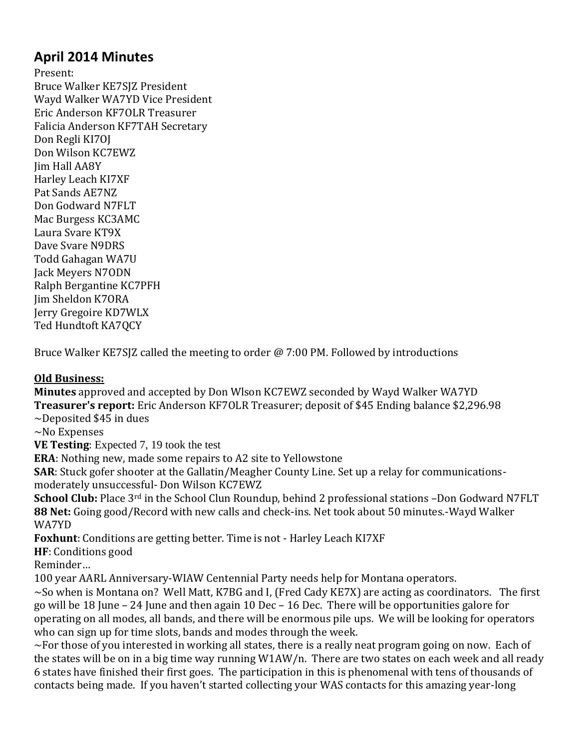## April 2014 Minutes

Present:
Bruce Walker KE7SJZ President
Wayd Walker WA7YD Vice President
Eric Anderson KF7OLR Treasurer
Falicia Anderson KF7TAH Secretary
Don Regli KI7OJ
Don Wilson KC7EWZ
Jim Hall AA8Y
Harley Leach KI7XF
Pat Sands AE7NZ
Don Godward N7FLT
Mac Burgess KC3AMC
Laura Svare KT9X
Dave Svare N9DRS
Todd Gahagan WA7U
Jack Meyers N7ODN
Ralph Bergantine KC7PFH
Jim Sheldon K7ORA
Jerry Gregoire KD7WLX
Ted Hundtoft KA7QCY

Bruce Walker KE7SJZ called the meeting to order @ 7:00 PM. Followed by introductions

**Old Business:**

**Minutes** approved and accepted by Don Wlson KC7EWZ seconded by Wayd Walker WA7YD
**Treasurer's report:** Eric Anderson KF7OLR Treasurer; deposit of $45 Ending balance $2,296.98
~Deposited $45 in dues
~No Expenses
**VE Testing**: Expected 7, 19 took the test
**ERA**: Nothing new, made some repairs to A2 site to Yellowstone
**SAR**: Stuck gofer shooter at the Gallatin/Meagher County Line. Set up a relay for communications- moderately unsuccessful- Don Wilson KC7EWZ
**School Club:** Place 3rd in the School Clun Roundup, behind 2 professional stations –Don Godward N7FLT
**88 Net:** Going good/Record with new calls and check-ins. Net took about 50 minutes.-Wayd Walker WA7YD
**Foxhunt**: Conditions are getting better. Time is not - Harley Leach KI7XF
**HF**: Conditions good
Reminder…
100 year AARL Anniversary-WIAW Centennial Party needs help for Montana operators.
~So when is Montana on? Well Matt, K7BG and I, (Fred Cady KE7X) are acting as coordinators. The first go will be 18 June – 24 June and then again 10 Dec – 16 Dec. There will be opportunities galore for operating on all modes, all bands, and there will be enormous pile ups. We will be looking for operators who can sign up for time slots, bands and modes through the week.
~For those of you interested in working all states, there is a really neat program going on now. Each of the states will be on in a big time way running W1AW/n. There are two states on each week and all ready 6 states have finished their first goes. The participation in this is phenomenal with tens of thousands of contacts being made. If you haven't started collecting your WAS contacts for this amazing year-long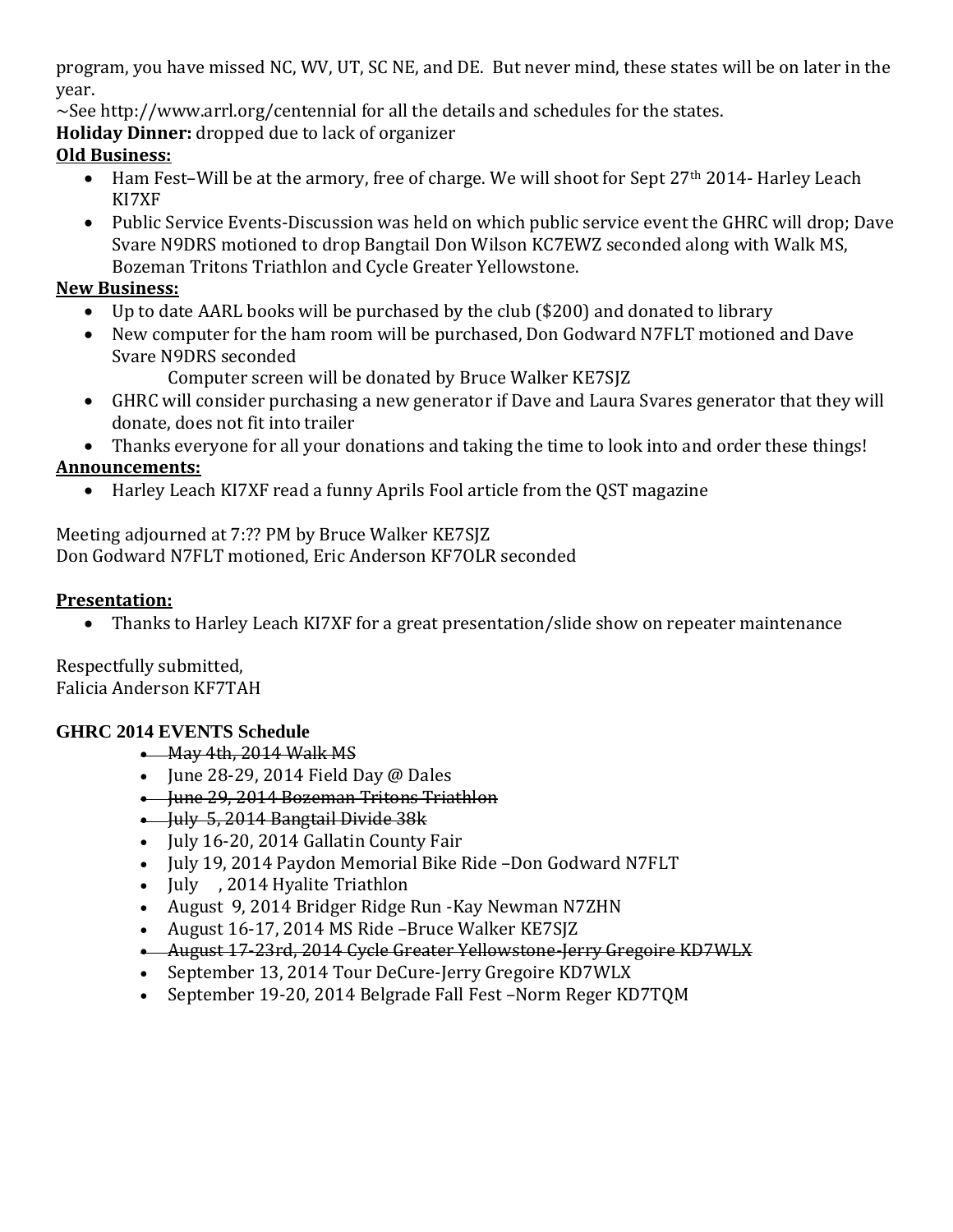program, you have missed NC, WV, UT, SC NE, and DE. But never mind, these states will be on later in the year.

~See http://www.arrl.org/centennial for all the details and schedules for the states.

**Holiday Dinner:** dropped due to lack of organizer

**Old Business:**

- Ham Fest–Will be at the armory, free of charge. We will shoot for Sept 27th 2014- Harley Leach KI7XF
- Public Service Events-Discussion was held on which public service event the GHRC will drop; Dave Svare N9DRS motioned to drop Bangtail Don Wilson KC7EWZ seconded along with Walk MS, Bozeman Tritons Triathlon and Cycle Greater Yellowstone.

**New Business:**

- Up to date AARL books will be purchased by the club ($200) and donated to library
- New computer for the ham room will be purchased, Don Godward N7FLT motioned and Dave Svare N9DRS seconded

  Computer screen will be donated by Bruce Walker KE7SJZ
- GHRC will consider purchasing a new generator if Dave and Laura Svares generator that they will donate, does not fit into trailer
- Thanks everyone for all your donations and taking the time to look into and order these things!

**Announcements:**

- Harley Leach KI7XF read a funny Aprils Fool article from the QST magazine

Meeting adjourned at 7:?? PM by Bruce Walker KE7SJZ
Don Godward N7FLT motioned, Eric Anderson KF7OLR seconded

**Presentation:**

- Thanks to Harley Leach KI7XF for a great presentation/slide show on repeater maintenance

Respectfully submitted,
Falicia Anderson KF7TAH

**GHRC 2014 EVENTS Schedule**

- ~~May 4th, 2014 Walk MS~~
- June 28-29, 2014 Field Day @ Dales
- ~~June 29, 2014 Bozeman Tritons Triathlon~~
- ~~July 5, 2014 Bangtail Divide 38k~~
- July 16-20, 2014 Gallatin County Fair
- July 19, 2014 Paydon Memorial Bike Ride –Don Godward N7FLT
- July , 2014 Hyalite Triathlon
- August 9, 2014 Bridger Ridge Run -Kay Newman N7ZHN
- August 16-17, 2014 MS Ride –Bruce Walker KE7SJZ
- ~~August 17-23rd, 2014 Cycle Greater Yellowstone-Jerry Gregoire KD7WLX~~
- September 13, 2014 Tour DeCure-Jerry Gregoire KD7WLX
- September 19-20, 2014 Belgrade Fall Fest –Norm Reger KD7TQM